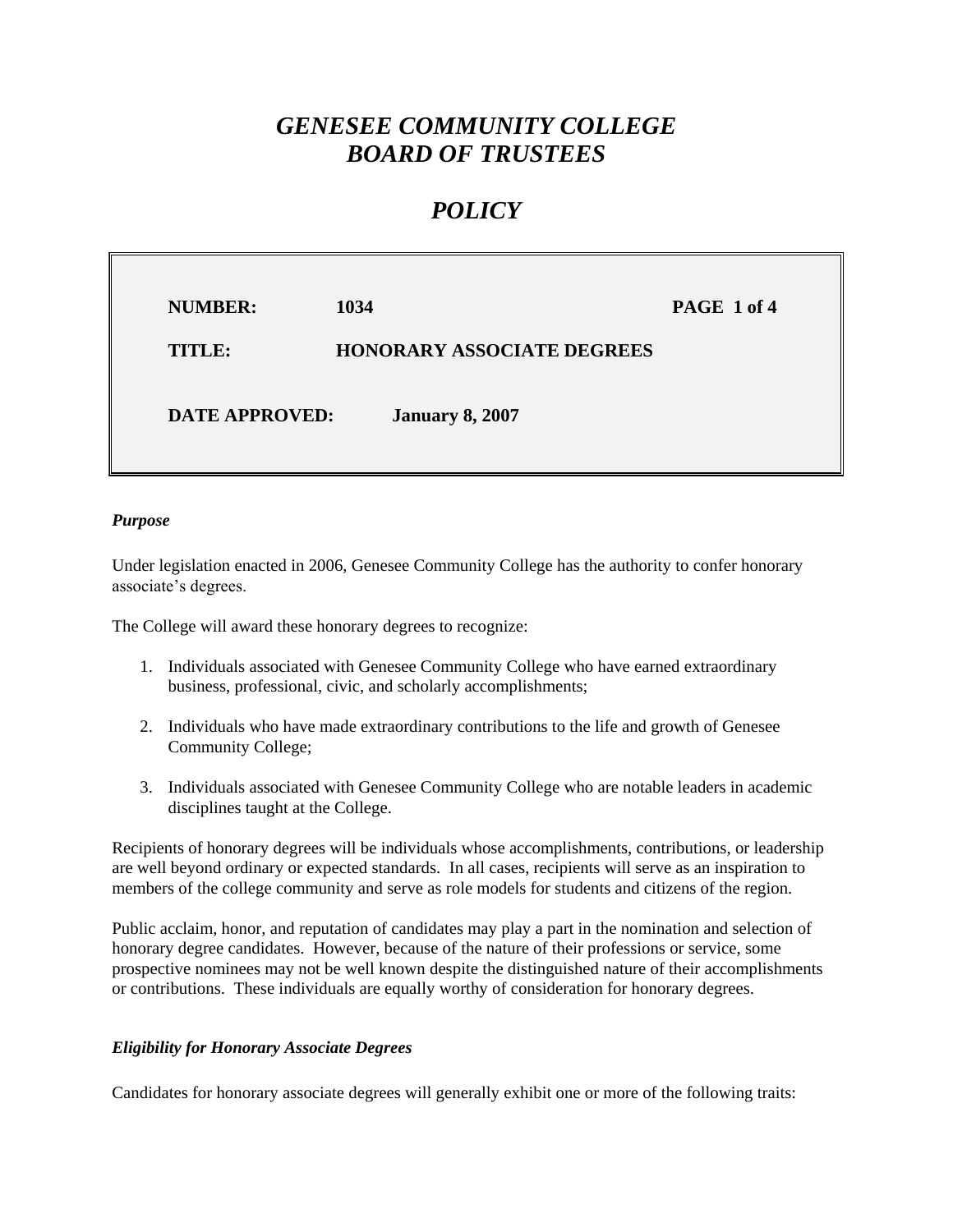# *GENESEE COMMUNITY COLLEGE BOARD OF TRUSTEES*

# *POLICY*

**NUMBER:** **1034**

**TITLE:** **HONORARY ASSOCIATE DEGREES**

**DATE APPROVED:** **January 8, 2007**

***Purpose***

Under legislation enacted in 2006, Genesee Community College has the authority to confer honorary associate's degrees.

The College will award these honorary degrees to recognize:

1. Individuals associated with Genesee Community College who have earned extraordinary business, professional, civic, and scholarly accomplishments;

2. Individuals who have made extraordinary contributions to the life and growth of Genesee Community College;

3. Individuals associated with Genesee Community College who are notable leaders in academic disciplines taught at the College.

Recipients of honorary degrees will be individuals whose accomplishments, contributions, or leadership are well beyond ordinary or expected standards. In all cases, recipients will serve as an inspiration to members of the college community and serve as role models for students and citizens of the region.

Public acclaim, honor, and reputation of candidates may play a part in the nomination and selection of honorary degree candidates. However, because of the nature of their professions or service, some prospective nominees may not be well known despite the distinguished nature of their accomplishments or contributions. These individuals are equally worthy of consideration for honorary degrees.

***Eligibility for Honorary Associate Degrees***

Candidates for honorary associate degrees will generally exhibit one or more of the following traits: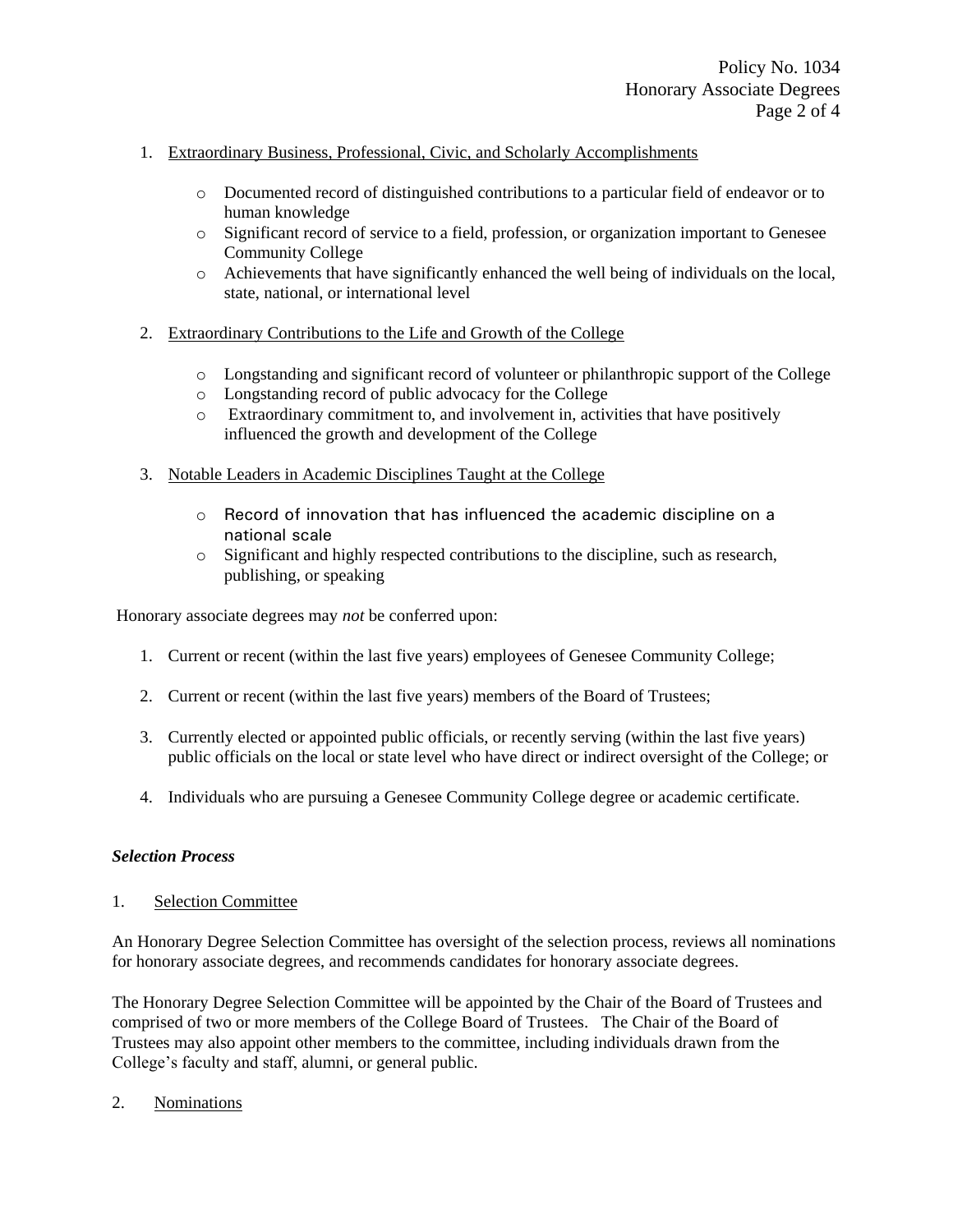1. <u>Extraordinary Business, Professional, Civic, and Scholarly Accomplishments</u>

    - Documented record of distinguished contributions to a particular field of endeavor or to human knowledge
    - Significant record of service to a field, profession, or organization important to Genesee Community College
    - Achievements that have significantly enhanced the well being of individuals on the local, state, national, or international level

2. <u>Extraordinary Contributions to the Life and Growth of the College</u>

    - Longstanding and significant record of volunteer or philanthropic support of the College
    - Longstanding record of public advocacy for the College
    - Extraordinary commitment to, and involvement in, activities that have positively influenced the growth and development of the College

3. <u>Notable Leaders in Academic Disciplines Taught at the College</u>

    - Record of innovation that has influenced the academic discipline on a national scale
    - Significant and highly respected contributions to the discipline, such as research, publishing, or speaking

Honorary associate degrees may *not* be conferred upon:

1. Current or recent (within the last five years) employees of Genesee Community College;

2. Current or recent (within the last five years) members of the Board of Trustees;

3. Currently elected or appointed public officials, or recently serving (within the last five years) public officials on the local or state level who have direct or indirect oversight of the College; or

4. Individuals who are pursuing a Genesee Community College degree or academic certificate.

***Selection Process***

1. <u>Selection Committee</u>

An Honorary Degree Selection Committee has oversight of the selection process, reviews all nominations for honorary associate degrees, and recommends candidates for honorary associate degrees.

The Honorary Degree Selection Committee will be appointed by the Chair of the Board of Trustees and comprised of two or more members of the College Board of Trustees. The Chair of the Board of Trustees may also appoint other members to the committee, including individuals drawn from the College's faculty and staff, alumni, or general public.

2. <u>Nominations</u>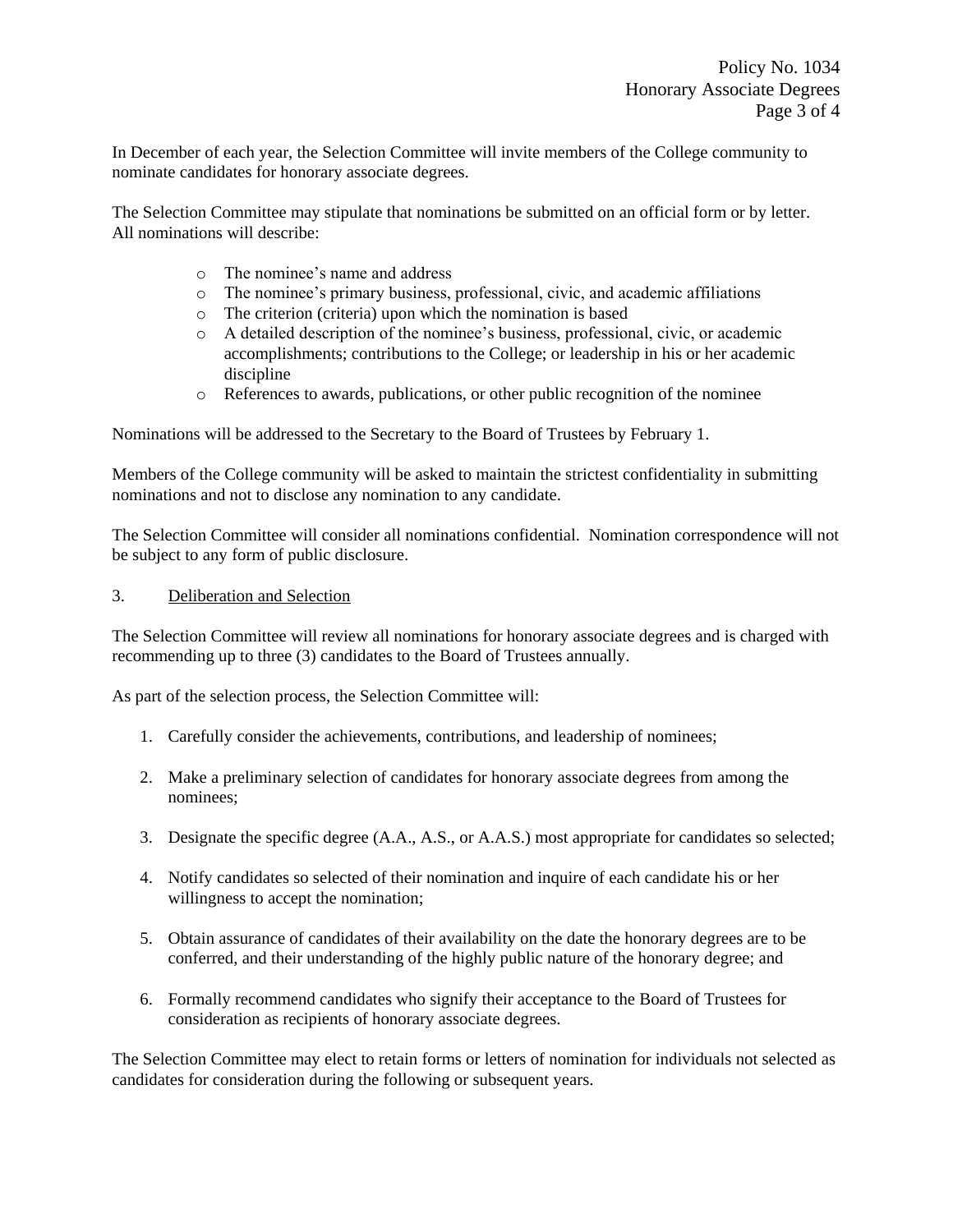In December of each year, the Selection Committee will invite members of the College community to nominate candidates for honorary associate degrees.

The Selection Committee may stipulate that nominations be submitted on an official form or by letter. All nominations will describe:

- The nominee's name and address
- The nominee's primary business, professional, civic, and academic affiliations
- The criterion (criteria) upon which the nomination is based
- A detailed description of the nominee's business, professional, civic, or academic accomplishments; contributions to the College; or leadership in his or her academic discipline
- References to awards, publications, or other public recognition of the nominee

Nominations will be addressed to the Secretary to the Board of Trustees by February 1.

Members of the College community will be asked to maintain the strictest confidentiality in submitting nominations and not to disclose any nomination to any candidate.

The Selection Committee will consider all nominations confidential. Nomination correspondence will not be subject to any form of public disclosure.

3. Deliberation and Selection

The Selection Committee will review all nominations for honorary associate degrees and is charged with recommending up to three (3) candidates to the Board of Trustees annually.

As part of the selection process, the Selection Committee will:

1. Carefully consider the achievements, contributions, and leadership of nominees;

2. Make a preliminary selection of candidates for honorary associate degrees from among the nominees;

3. Designate the specific degree (A.A., A.S., or A.A.S.) most appropriate for candidates so selected;

4. Notify candidates so selected of their nomination and inquire of each candidate his or her willingness to accept the nomination;

5. Obtain assurance of candidates of their availability on the date the honorary degrees are to be conferred, and their understanding of the highly public nature of the honorary degree; and

6. Formally recommend candidates who signify their acceptance to the Board of Trustees for consideration as recipients of honorary associate degrees.

The Selection Committee may elect to retain forms or letters of nomination for individuals not selected as candidates for consideration during the following or subsequent years.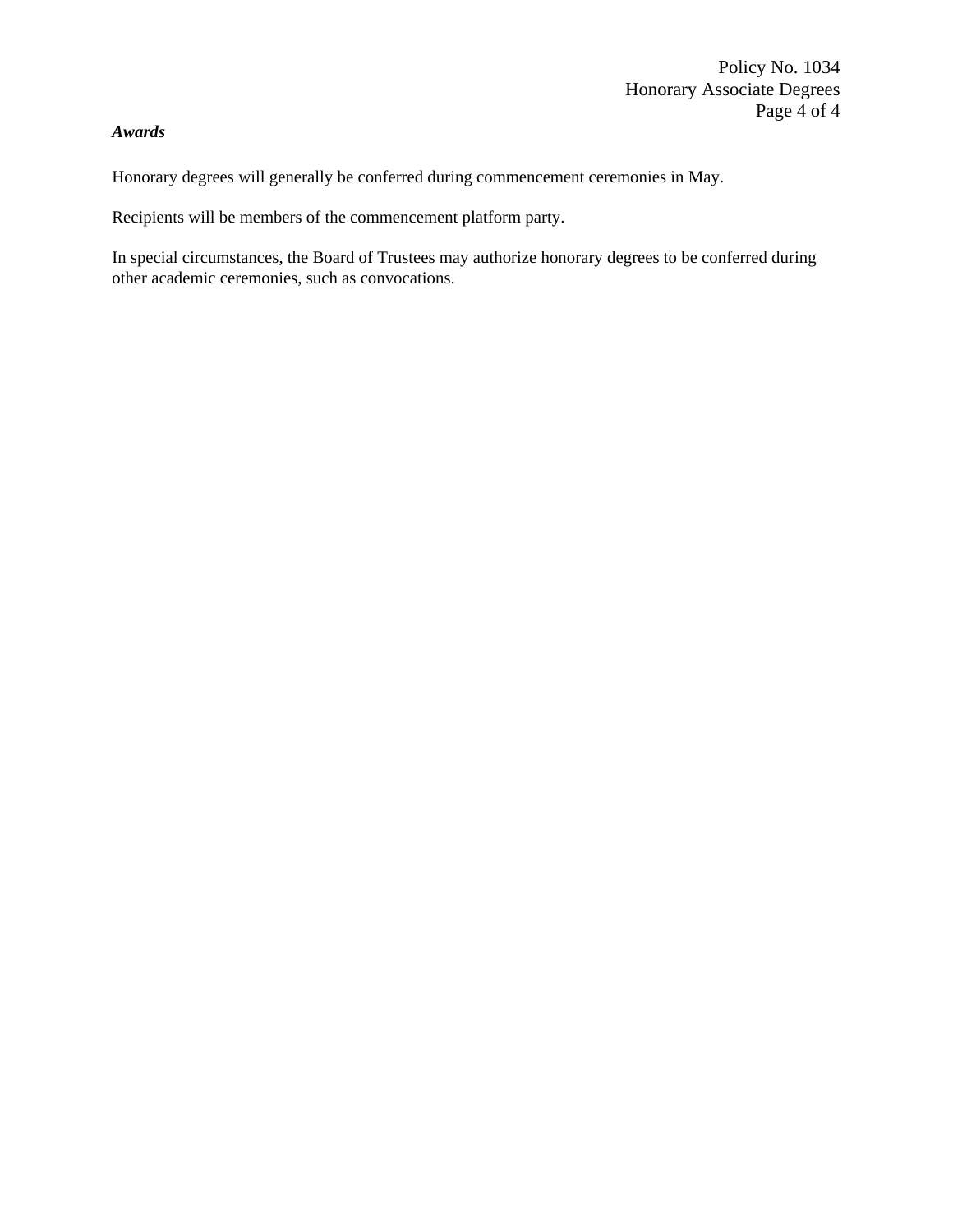***Awards***

Honorary degrees will generally be conferred during commencement ceremonies in May.

Recipients will be members of the commencement platform party.

In special circumstances, the Board of Trustees may authorize honorary degrees to be conferred during other academic ceremonies, such as convocations.